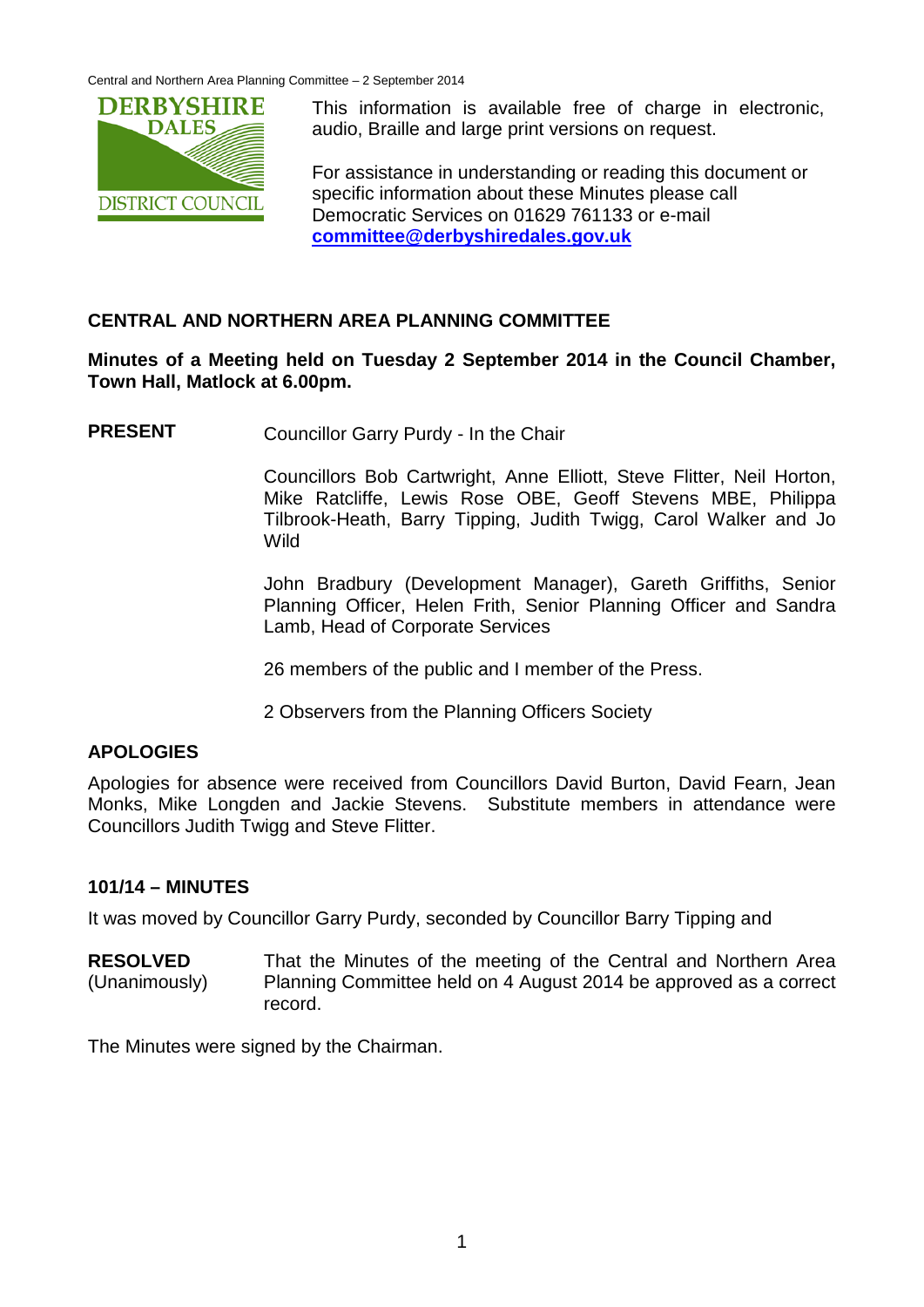This information is available free of charge in electronic, audio, Braille and large print versions on request.

For assistance in understanding or reading this document or specific information about these Minutes please call Democratic Services on 01629 761133 or e-mail **committee@derbyshiredales.gov.uk**

## CENTRAL AND NORTHERN AREA PLANNING COMMITTEE

**Minutes of a Meeting held on Tuesday 2 September 2014 in the Council Chamber, Town Hall, Matlock at 6.00pm.**

**PRESENT** Councillor Garry Purdy - In the Chair

Councillors Bob Cartwright, Anne Elliott, Steve Flitter, Neil Horton, Mike Ratcliffe, Lewis Rose OBE, Geoff Stevens MBE, Philippa Tilbrook-Heath, Barry Tipping, Judith Twigg, Carol Walker and Jo Wild

John Bradbury (Development Manager), Gareth Griffiths, Senior Planning Officer, Helen Frith, Senior Planning Officer and Sandra Lamb, Head of Corporate Services

26 members of the public and I member of the Press.

2 Observers from the Planning Officers Society

### APOLOGIES

Apologies for absence were received from Councillors David Burton, David Fearn, Jean Monks, Mike Longden and Jackie Stevens. Substitute members in attendance were Councillors Judith Twigg and Steve Flitter.

### 101/14 – MINUTES

It was moved by Councillor Garry Purdy, seconded by Councillor Barry Tipping and

**RESOLVED** (Unanimously) That the Minutes of the meeting of the Central and Northern Area Planning Committee held on 4 August 2014 be approved as a correct record.

The Minutes were signed by the Chairman.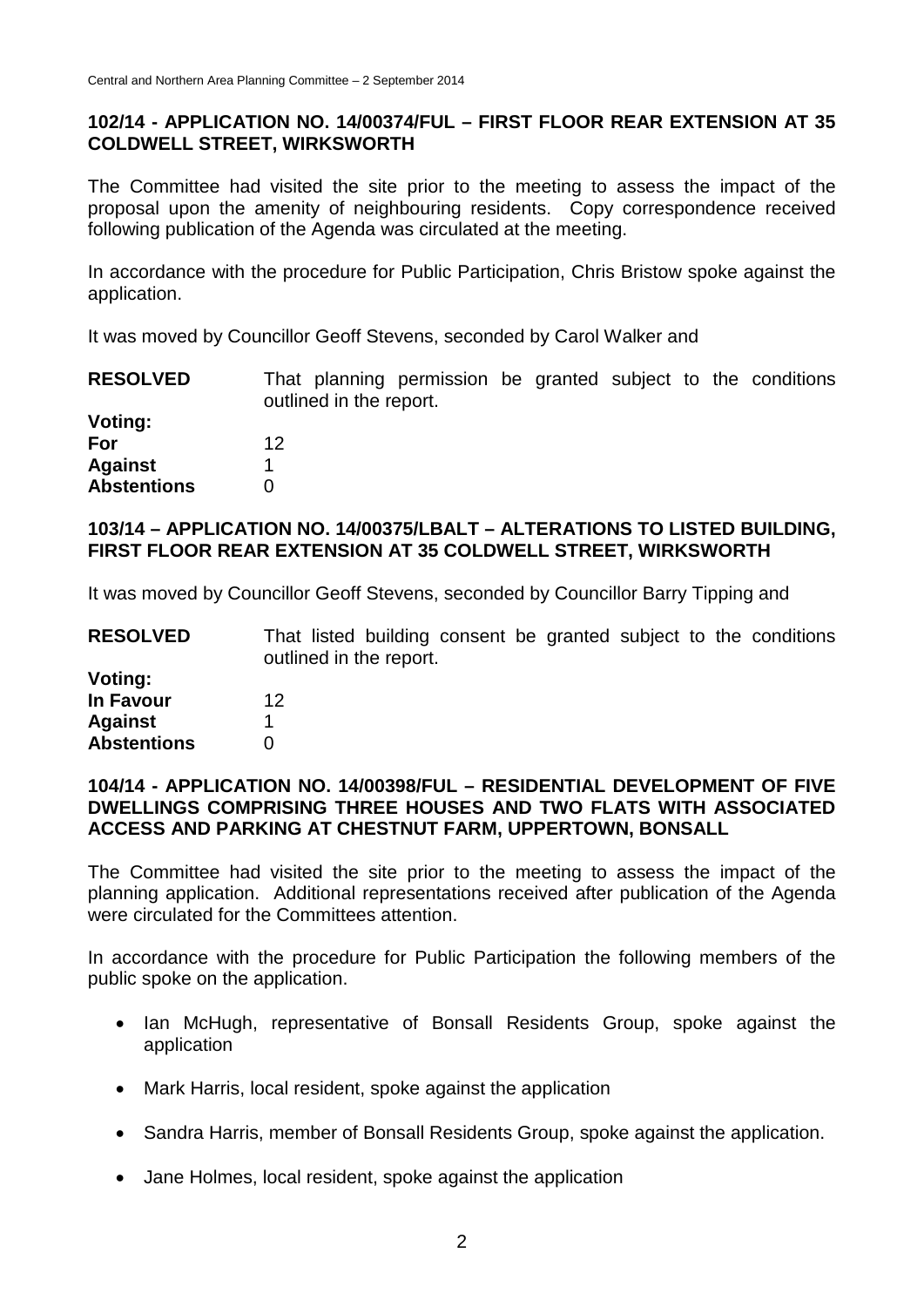### 102/14 - APPLICATION NO. 14/00374/FUL – FIRST FLOOR REAR EXTENSION AT 35 COLDWELL STREET, WIRKSWORTH

The Committee had visited the site prior to the meeting to assess the impact of the proposal upon the amenity of neighbouring residents. Copy correspondence received following publication of the Agenda was circulated at the meeting.

In accordance with the procedure for Public Participation, Chris Bristow spoke against the application.

It was moved by Councillor Geoff Stevens, seconded by Carol Walker and

**RESOLVED** That planning permission be granted subject to the conditions outlined in the report.

**Voting:**

| | |
|---|---|
| **For** | 12 |
| **Against** | 1 |
| **Abstentions** | 0 |

### 103/14 – APPLICATION NO. 14/00375/LBALT – ALTERATIONS TO LISTED BUILDING, FIRST FLOOR REAR EXTENSION AT 35 COLDWELL STREET, WIRKSWORTH

It was moved by Councillor Geoff Stevens, seconded by Councillor Barry Tipping and

**RESOLVED** That listed building consent be granted subject to the conditions outlined in the report.

**Voting:**

| | |
|---|---|
| **In Favour** | 12 |
| **Against** | 1 |
| **Abstentions** | 0 |

### 104/14 - APPLICATION NO. 14/00398/FUL – RESIDENTIAL DEVELOPMENT OF FIVE DWELLINGS COMPRISING THREE HOUSES AND TWO FLATS WITH ASSOCIATED ACCESS AND PARKING AT CHESTNUT FARM, UPPERTOWN, BONSALL

The Committee had visited the site prior to the meeting to assess the impact of the planning application. Additional representations received after publication of the Agenda were circulated for the Committees attention.

In accordance with the procedure for Public Participation the following members of the public spoke on the application.

- Ian McHugh, representative of Bonsall Residents Group, spoke against the application
- Mark Harris, local resident, spoke against the application
- Sandra Harris, member of Bonsall Residents Group, spoke against the application.
- Jane Holmes, local resident, spoke against the application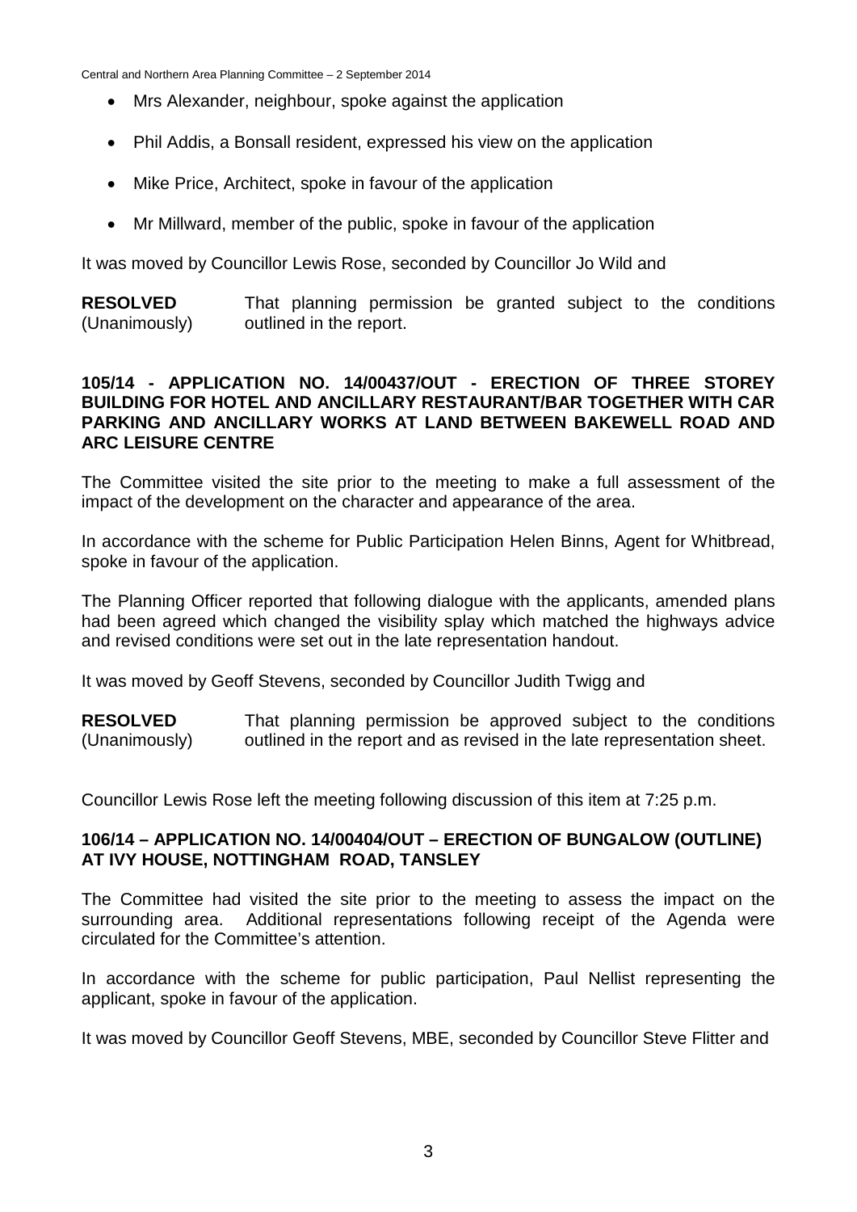- Mrs Alexander, neighbour, spoke against the application
- Phil Addis, a Bonsall resident, expressed his view on the application
- Mike Price, Architect, spoke in favour of the application
- Mr Millward, member of the public, spoke in favour of the application

It was moved by Councillor Lewis Rose, seconded by Councillor Jo Wild and

**RESOLVED** (Unanimously) That planning permission be granted subject to the conditions outlined in the report.

### 105/14 - APPLICATION NO. 14/00437/OUT - ERECTION OF THREE STOREY BUILDING FOR HOTEL AND ANCILLARY RESTAURANT/BAR TOGETHER WITH CAR PARKING AND ANCILLARY WORKS AT LAND BETWEEN BAKEWELL ROAD AND ARC LEISURE CENTRE

The Committee visited the site prior to the meeting to make a full assessment of the impact of the development on the character and appearance of the area.

In accordance with the scheme for Public Participation Helen Binns, Agent for Whitbread, spoke in favour of the application.

The Planning Officer reported that following dialogue with the applicants, amended plans had been agreed which changed the visibility splay which matched the highways advice and revised conditions were set out in the late representation handout.

It was moved by Geoff Stevens, seconded by Councillor Judith Twigg and

**RESOLVED** (Unanimously) That planning permission be approved subject to the conditions outlined in the report and as revised in the late representation sheet.

Councillor Lewis Rose left the meeting following discussion of this item at 7:25 p.m.

### 106/14 – APPLICATION NO. 14/00404/OUT – ERECTION OF BUNGALOW (OUTLINE) AT IVY HOUSE, NOTTINGHAM ROAD, TANSLEY

The Committee had visited the site prior to the meeting to assess the impact on the surrounding area. Additional representations following receipt of the Agenda were circulated for the Committee's attention.

In accordance with the scheme for public participation, Paul Nellist representing the applicant, spoke in favour of the application.

It was moved by Councillor Geoff Stevens, MBE, seconded by Councillor Steve Flitter and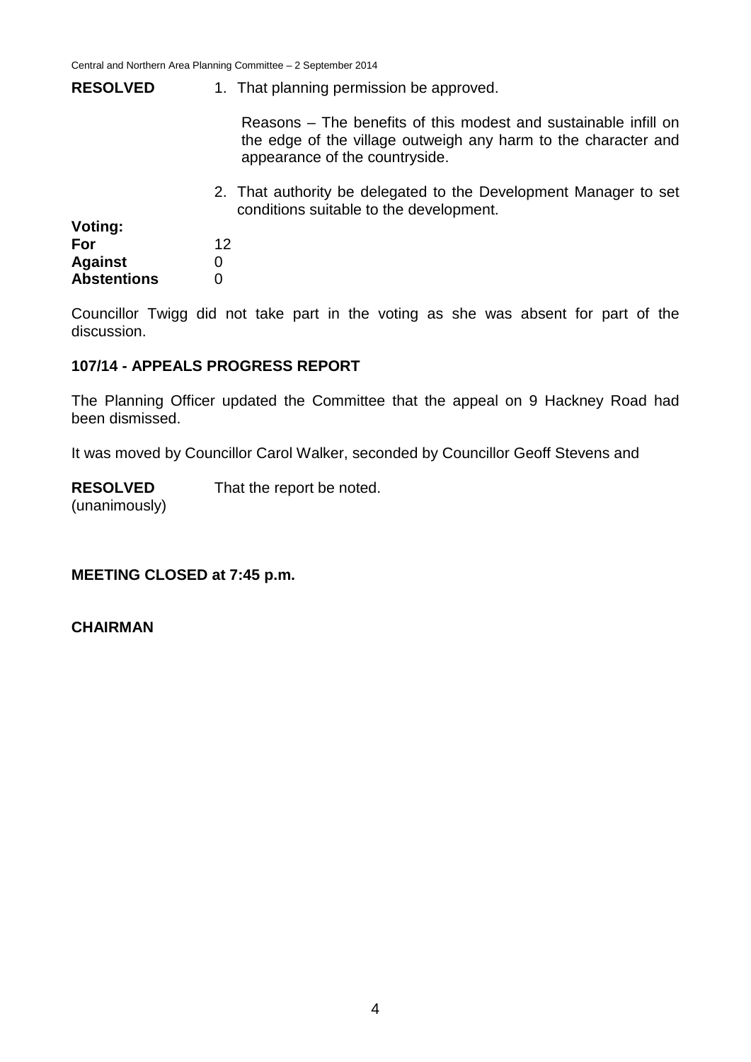**RESOLVED** 1. That planning permission be approved.

Reasons – The benefits of this modest and sustainable infill on the edge of the village outweigh any harm to the character and appearance of the countryside.

2. That authority be delegated to the Development Manager to set conditions suitable to the development.

**Voting:**

| | |
|---|---|
| **For** | 12 |
| **Against** | 0 |
| **Abstentions** | 0 |

Councillor Twigg did not take part in the voting as she was absent for part of the discussion.

## 107/14 - APPEALS PROGRESS REPORT

The Planning Officer updated the Committee that the appeal on 9 Hackney Road had been dismissed.

It was moved by Councillor Carol Walker, seconded by Councillor Geoff Stevens and

**RESOLVED** That the report be noted.
(unanimously)

**MEETING CLOSED at 7:45 p.m.**

**CHAIRMAN**